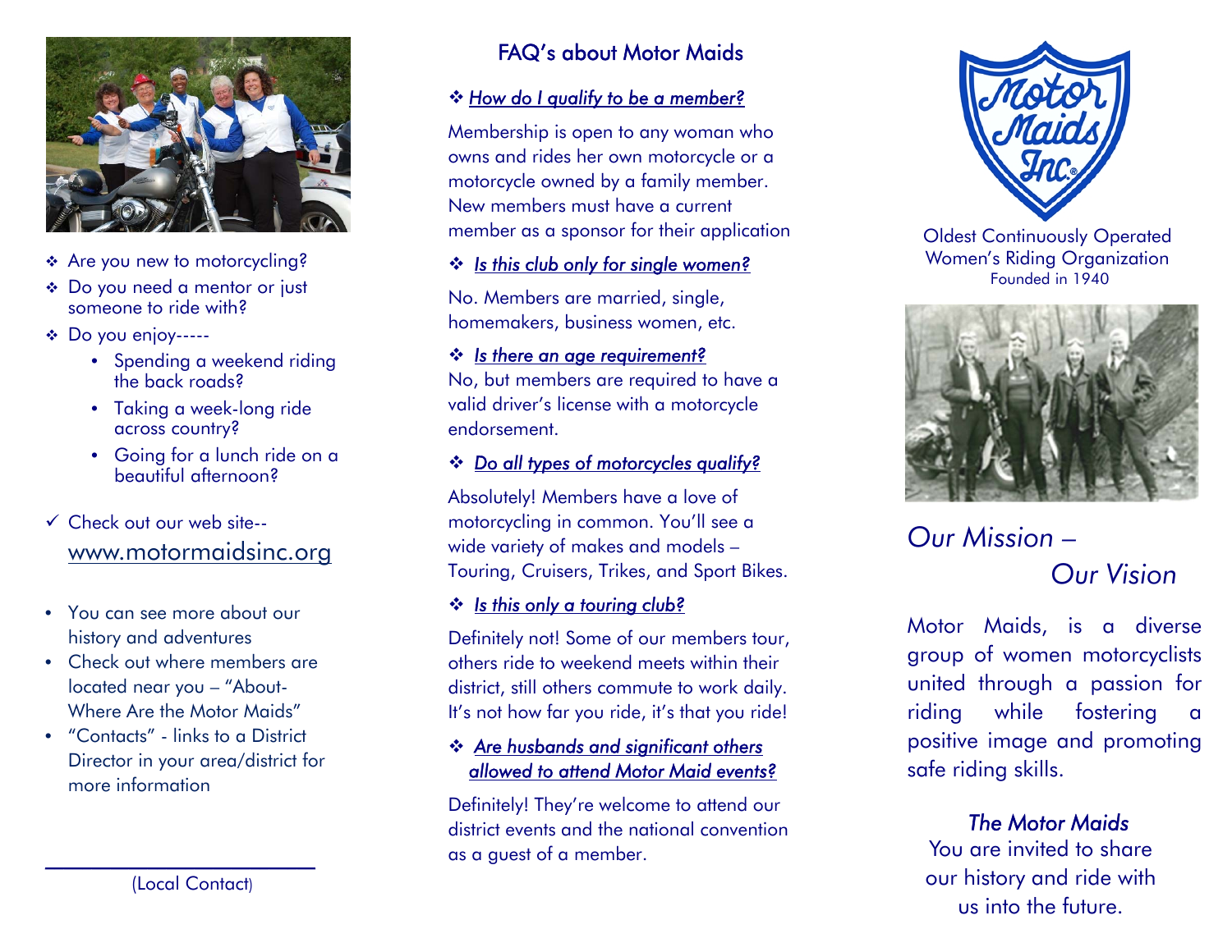- Are you new to motorcycling?
- Do you need a mentor or just someone to ride with?
- Do you enjoy-----
  - Spending a weekend riding the back roads?
  - Taking a week-long ride across country?
  - Going for a lunch ride on a beautiful afternoon?

✓ Check out our web site-- www.motormaidsinc.org

- You can see more about our history and adventures
- Check out where members are located near you – "About- Where Are the Motor Maids"
- "Contacts" - links to a District Director in your area/district for more information

______________________________

(Local Contact)

## FAQ's about Motor Maids

❖ ***How do I qualify to be a member?***

Membership is open to any woman who owns and rides her own motorcycle or a motorcycle owned by a family member. New members must have a current member as a sponsor for their application

❖ ***Is this club only for single women?***

No. Members are married, single, homemakers, business women, etc.

❖ ***Is there an age requirement?***

No, but members are required to have a valid driver's license with a motorcycle endorsement.

❖ ***Do all types of motorcycles qualify?***

Absolutely! Members have a love of motorcycling in common. You'll see a wide variety of makes and models – Touring, Cruisers, Trikes, and Sport Bikes.

❖ ***Is this only a touring club?***

Definitely not! Some of our members tour, others ride to weekend meets within their district, still others commute to work daily. It's not how far you ride, it's that you ride!

❖ ***Are husbands and significant others allowed to attend Motor Maid events?***

Definitely! They're welcome to attend our district events and the national convention as a guest of a member.

Motor Maids Inc.®

Oldest Continuously Operated Women's Riding Organization
Founded in 1940

## *Our Mission – Our Vision*

Motor Maids, is a diverse group of women motorcyclists united through a passion for riding while fostering a positive image and promoting safe riding skills.

*The Motor Maids*
You are invited to share our history and ride with us into the future.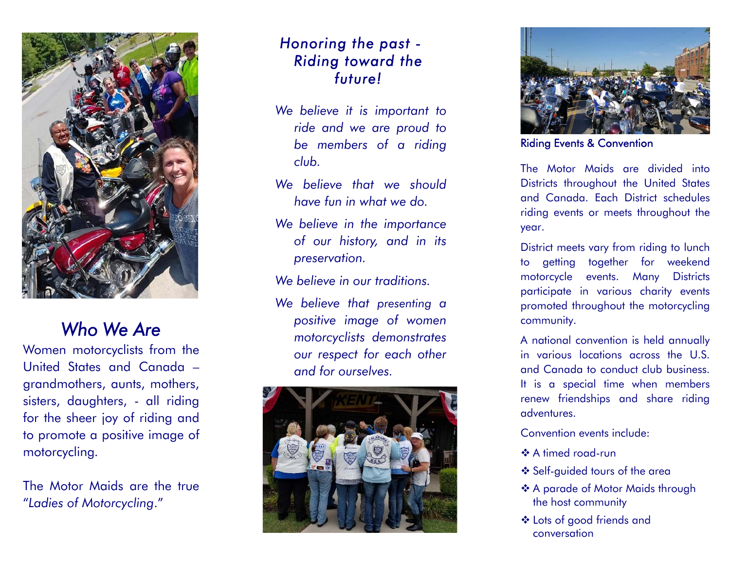## Who We Are

Women motorcyclists from the United States and Canada – grandmothers, aunts, mothers, sisters, daughters, - all riding for the sheer joy of riding and to promote a positive image of motorcycling.

The Motor Maids are the true "*Ladies of Motorcycling*."

## *Honoring the past - Riding toward the future!*

*We believe it is important to ride and we are proud to be members of a riding club.*

*We believe that we should have fun in what we do.*

*We believe in the importance of our history, and in its preservation.*

*We believe in our traditions.*

*We believe that presenting a positive image of women motorcyclists demonstrates our respect for each other and for ourselves.*

Riding Events & Convention

The Motor Maids are divided into Districts throughout the United States and Canada. Each District schedules riding events or meets throughout the year.

District meets vary from riding to lunch to getting together for weekend motorcycle events. Many Districts participate in various charity events promoted throughout the motorcycling community.

A national convention is held annually in various locations across the U.S. and Canada to conduct club business. It is a special time when members renew friendships and share riding adventures.

Convention events include:

- A timed road-run
- Self-guided tours of the area
- A parade of Motor Maids through the host community
- Lots of good friends and conversation